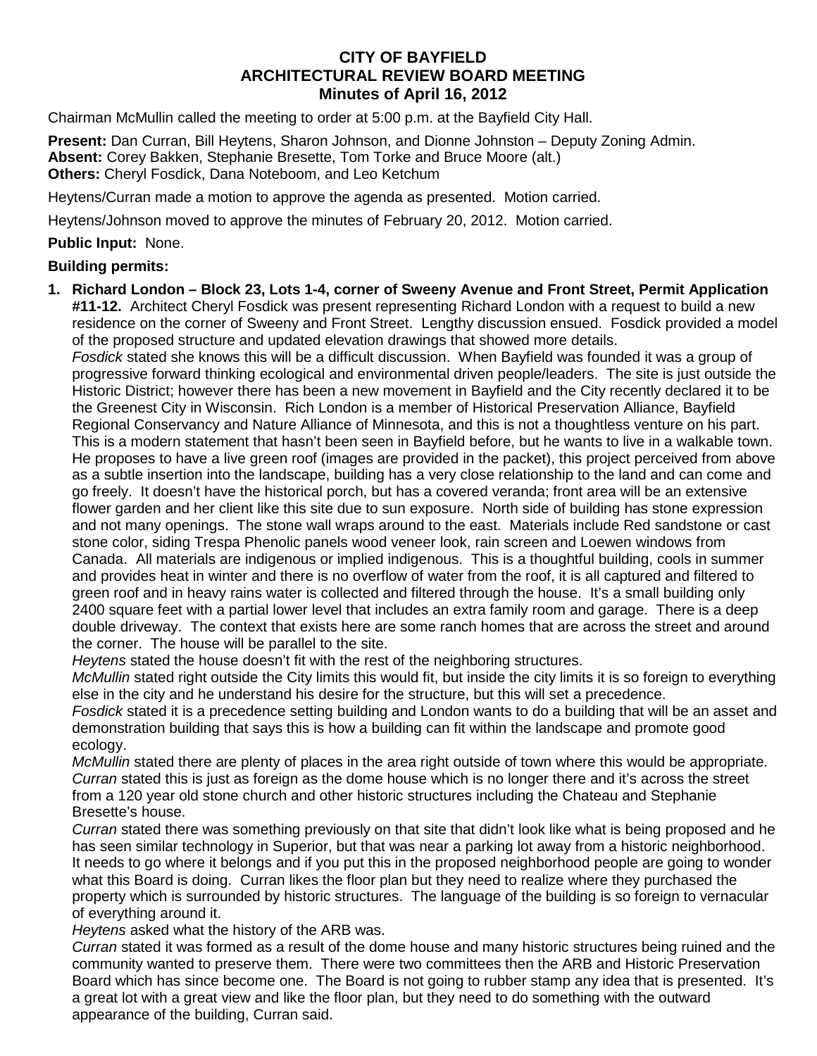**CITY OF BAYFIELD**
**ARCHITECTURAL REVIEW BOARD MEETING**
**Minutes of April 16, 2012**

Chairman McMullin called the meeting to order at 5:00 p.m. at the Bayfield City Hall.

**Present:** Dan Curran, Bill Heytens, Sharon Johnson, and Dionne Johnston – Deputy Zoning Admin.
**Absent:** Corey Bakken, Stephanie Bresette, Tom Torke and Bruce Moore (alt.)
**Others:** Cheryl Fosdick, Dana Noteboom, and Leo Ketchum

Heytens/Curran made a motion to approve the agenda as presented. Motion carried.

Heytens/Johnson moved to approve the minutes of February 20, 2012. Motion carried.

**Public Input:** None.

**Building permits:**

1. **Richard London – Block 23, Lots 1-4, corner of Sweeny Avenue and Front Street, Permit Application #11-12.** Architect Cheryl Fosdick was present representing Richard London with a request to build a new residence on the corner of Sweeny and Front Street. Lengthy discussion ensued. Fosdick provided a model of the proposed structure and updated elevation drawings that showed more details.
   *Fosdick* stated she knows this will be a difficult discussion. When Bayfield was founded it was a group of progressive forward thinking ecological and environmental driven people/leaders. The site is just outside the Historic District; however there has been a new movement in Bayfield and the City recently declared it to be the Greenest City in Wisconsin. Rich London is a member of Historical Preservation Alliance, Bayfield Regional Conservancy and Nature Alliance of Minnesota, and this is not a thoughtless venture on his part. This is a modern statement that hasn't been seen in Bayfield before, but he wants to live in a walkable town. He proposes to have a live green roof (images are provided in the packet), this project perceived from above as a subtle insertion into the landscape, building has a very close relationship to the land and can come and go freely. It doesn't have the historical porch, but has a covered veranda; front area will be an extensive flower garden and her client like this site due to sun exposure. North side of building has stone expression and not many openings. The stone wall wraps around to the east. Materials include Red sandstone or cast stone color, siding Trespa Phenolic panels wood veneer look, rain screen and Loewen windows from Canada. All materials are indigenous or implied indigenous. This is a thoughtful building, cools in summer and provides heat in winter and there is no overflow of water from the roof, it is all captured and filtered to green roof and in heavy rains water is collected and filtered through the house. It's a small building only 2400 square feet with a partial lower level that includes an extra family room and garage. There is a deep double driveway. The context that exists here are some ranch homes that are across the street and around the corner. The house will be parallel to the site.
   *Heytens* stated the house doesn't fit with the rest of the neighboring structures.
   *McMullin* stated right outside the City limits this would fit, but inside the city limits it is so foreign to everything else in the city and he understand his desire for the structure, but this will set a precedence.
   *Fosdick* stated it is a precedence setting building and London wants to do a building that will be an asset and demonstration building that says this is how a building can fit within the landscape and promote good ecology.
   *McMullin* stated there are plenty of places in the area right outside of town where this would be appropriate.
   *Curran* stated this is just as foreign as the dome house which is no longer there and it's across the street from a 120 year old stone church and other historic structures including the Chateau and Stephanie Bresette's house.
   *Curran* stated there was something previously on that site that didn't look like what is being proposed and he has seen similar technology in Superior, but that was near a parking lot away from a historic neighborhood. It needs to go where it belongs and if you put this in the proposed neighborhood people are going to wonder what this Board is doing. Curran likes the floor plan but they need to realize where they purchased the property which is surrounded by historic structures. The language of the building is so foreign to vernacular of everything around it.
   *Heytens* asked what the history of the ARB was.
   *Curran* stated it was formed as a result of the dome house and many historic structures being ruined and the community wanted to preserve them. There were two committees then the ARB and Historic Preservation Board which has since become one. The Board is not going to rubber stamp any idea that is presented. It's a great lot with a great view and like the floor plan, but they need to do something with the outward appearance of the building, Curran said.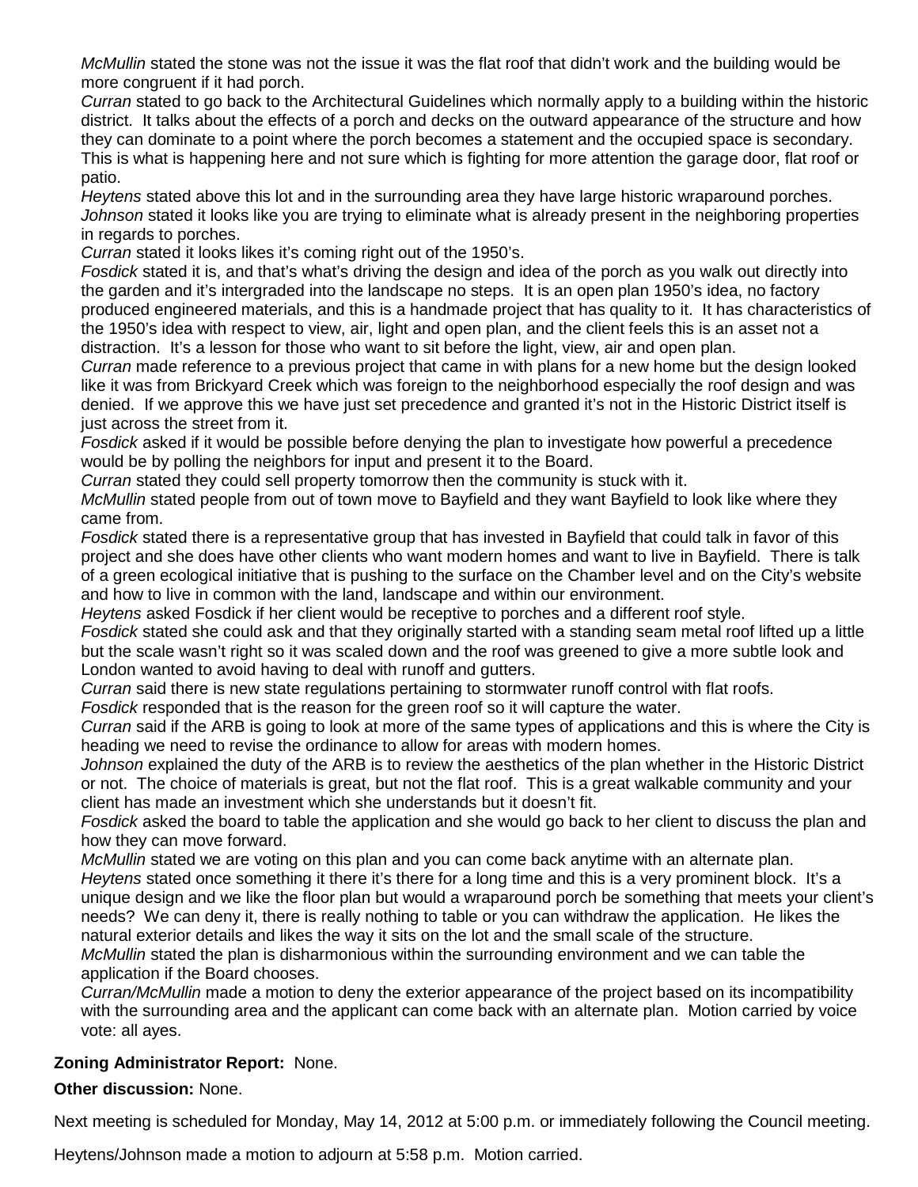*McMullin* stated the stone was not the issue it was the flat roof that didn't work and the building would be more congruent if it had porch.

*Curran* stated to go back to the Architectural Guidelines which normally apply to a building within the historic district. It talks about the effects of a porch and decks on the outward appearance of the structure and how they can dominate to a point where the porch becomes a statement and the occupied space is secondary. This is what is happening here and not sure which is fighting for more attention the garage door, flat roof or patio.

*Heytens* stated above this lot and in the surrounding area they have large historic wraparound porches.

*Johnson* stated it looks like you are trying to eliminate what is already present in the neighboring properties in regards to porches.

*Curran* stated it looks likes it's coming right out of the 1950's.

*Fosdick* stated it is, and that's what's driving the design and idea of the porch as you walk out directly into the garden and it's intergraded into the landscape no steps. It is an open plan 1950's idea, no factory produced engineered materials, and this is a handmade project that has quality to it. It has characteristics of the 1950's idea with respect to view, air, light and open plan, and the client feels this is an asset not a distraction. It's a lesson for those who want to sit before the light, view, air and open plan.

*Curran* made reference to a previous project that came in with plans for a new home but the design looked like it was from Brickyard Creek which was foreign to the neighborhood especially the roof design and was denied. If we approve this we have just set precedence and granted it's not in the Historic District itself is just across the street from it.

*Fosdick* asked if it would be possible before denying the plan to investigate how powerful a precedence would be by polling the neighbors for input and present it to the Board.

*Curran* stated they could sell property tomorrow then the community is stuck with it.

*McMullin* stated people from out of town move to Bayfield and they want Bayfield to look like where they came from.

*Fosdick* stated there is a representative group that has invested in Bayfield that could talk in favor of this project and she does have other clients who want modern homes and want to live in Bayfield. There is talk of a green ecological initiative that is pushing to the surface on the Chamber level and on the City's website and how to live in common with the land, landscape and within our environment.

*Heytens* asked Fosdick if her client would be receptive to porches and a different roof style.

*Fosdick* stated she could ask and that they originally started with a standing seam metal roof lifted up a little but the scale wasn't right so it was scaled down and the roof was greened to give a more subtle look and London wanted to avoid having to deal with runoff and gutters.

*Curran* said there is new state regulations pertaining to stormwater runoff control with flat roofs.

*Fosdick* responded that is the reason for the green roof so it will capture the water.

*Curran* said if the ARB is going to look at more of the same types of applications and this is where the City is heading we need to revise the ordinance to allow for areas with modern homes.

*Johnson* explained the duty of the ARB is to review the aesthetics of the plan whether in the Historic District or not. The choice of materials is great, but not the flat roof. This is a great walkable community and your client has made an investment which she understands but it doesn't fit.

*Fosdick* asked the board to table the application and she would go back to her client to discuss the plan and how they can move forward.

*McMullin* stated we are voting on this plan and you can come back anytime with an alternate plan.

*Heytens* stated once something it there it's there for a long time and this is a very prominent block. It's a unique design and we like the floor plan but would a wraparound porch be something that meets your client's needs? We can deny it, there is really nothing to table or you can withdraw the application. He likes the natural exterior details and likes the way it sits on the lot and the small scale of the structure.

*McMullin* stated the plan is disharmonious within the surrounding environment and we can table the application if the Board chooses.

*Curran/McMullin* made a motion to deny the exterior appearance of the project based on its incompatibility with the surrounding area and the applicant can come back with an alternate plan. Motion carried by voice vote: all ayes.

**Zoning Administrator Report:** None.

**Other discussion:** None.

Next meeting is scheduled for Monday, May 14, 2012 at 5:00 p.m. or immediately following the Council meeting.

Heytens/Johnson made a motion to adjourn at 5:58 p.m. Motion carried.